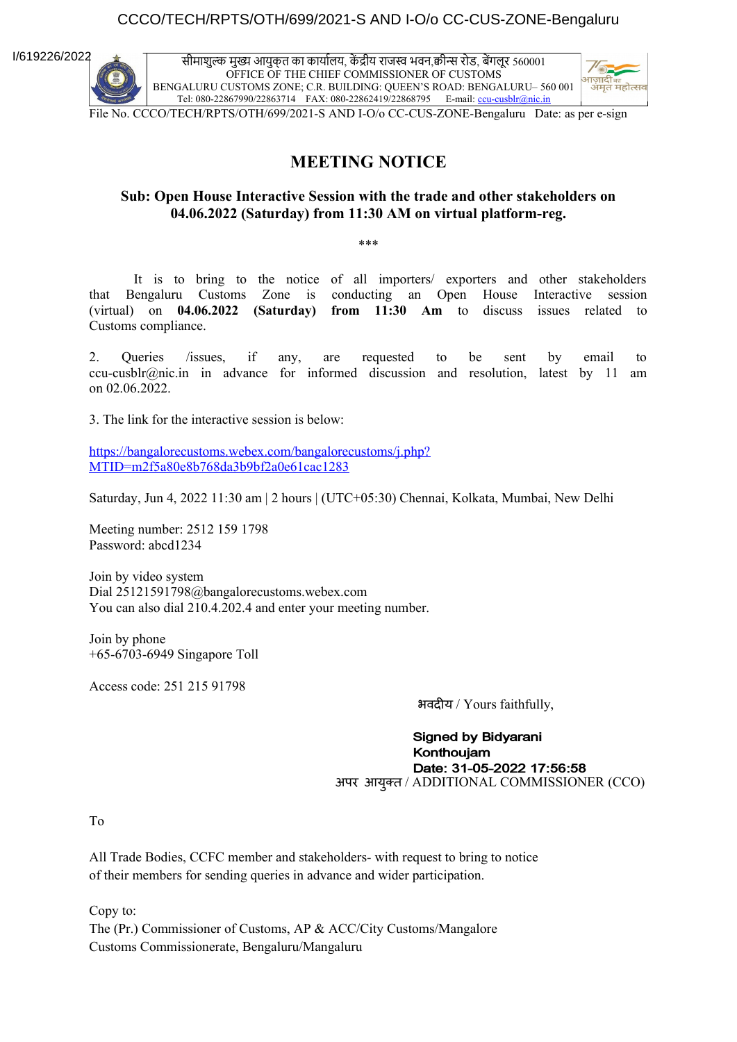I/619226/2022

सीमाशुल्क मुख्य आयुक्त का कार्यालय, केंद्रीय राजस्व भवन,क्वीन्स रोड, बेंगलूर 560001
OFFICE OF THE CHIEF COMMISSIONER OF CUSTOMS
BENGALURU CUSTOMS ZONE; C.R. BUILDING: QUEEN'S ROAD: BENGALURU– 560 001
Tel: 080-22867990/22863714 FAX: 080-22862419/22868795 E-mail: ccu-cusblr@nic.in

File No. CCCO/TECH/RPTS/OTH/699/2021-S AND I-O/o CC-CUS-ZONE-Bengaluru Date: as per e-sign

# MEETING NOTICE

**Sub: Open House Interactive Session with the trade and other stakeholders on 04.06.2022 (Saturday) from 11:30 AM on virtual platform-reg.**

\*\*\*

It is to bring to the notice of all importers/ exporters and other stakeholders that Bengaluru Customs Zone is conducting an Open House Interactive session (virtual) on **04.06.2022 (Saturday) from 11:30 Am** to discuss issues related to Customs compliance.

2. Queries /issues, if any, are requested to be sent by email to ccu-cusblr@nic.in in advance for informed discussion and resolution, latest by 11 am on 02.06.2022.

3. The link for the interactive session is below:

https://bangalorecustoms.webex.com/bangalorecustoms/j.php?MTID=m2f5a80e8b768da3b9bf2a0e61cac1283

Saturday, Jun 4, 2022 11:30 am | 2 hours | (UTC+05:30) Chennai, Kolkata, Mumbai, New Delhi

Meeting number: 2512 159 1798
Password: abcd1234

Join by video system
Dial 25121591798@bangalorecustoms.webex.com
You can also dial 210.4.202.4 and enter your meeting number.

Join by phone
+65-6703-6949 Singapore Toll

Access code: 251 215 91798

भवदीय / Yours faithfully,

**Signed by Bidyarani Konthoujam**
**Date: 31-05-2022 17:56:58**
अपर आयुक्त / ADDITIONAL COMMISSIONER (CCO)

To

All Trade Bodies, CCFC member and stakeholders- with request to bring to notice of their members for sending queries in advance and wider participation.

Copy to:
The (Pr.) Commissioner of Customs, AP & ACC/City Customs/Mangalore Customs Commissionerate, Bengaluru/Mangaluru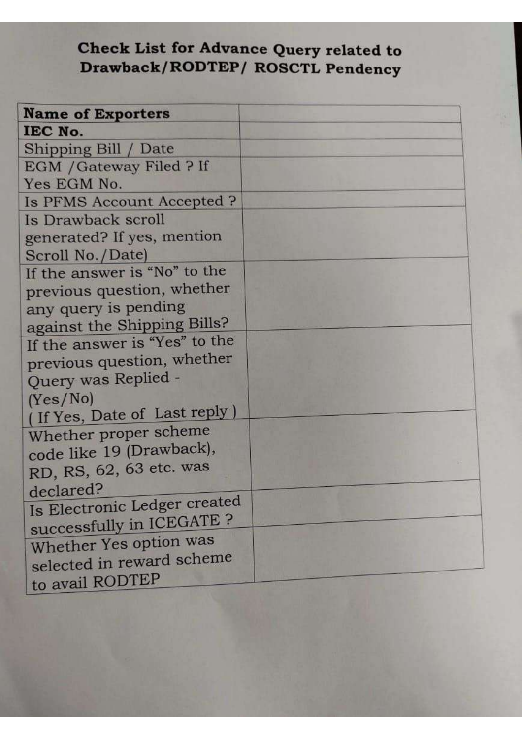# Check List for Advance Query related to Drawback/RODTEP/ ROSCTL Pendency

| **Name of Exporters** | |
|---|---|
| **IEC No.** | |
| Shipping Bill / Date | |
| EGM /Gateway Filed ? If Yes EGM No. | |
| Is PFMS Account Accepted ? | |
| Is Drawback scroll generated? If yes, mention Scroll No./Date) | |
| If the answer is "No" to the previous question, whether any query is pending against the Shipping Bills? | |
| If the answer is "Yes" to the previous question, whether Query was Replied - (Yes/No) ( If Yes, Date of Last reply ) | |
| Whether proper scheme code like 19 (Drawback), RD, RS, 62, 63 etc. was declared? | |
| Is Electronic Ledger created successfully in ICEGATE ? | |
| Whether Yes option was selected in reward scheme to avail RODTEP | |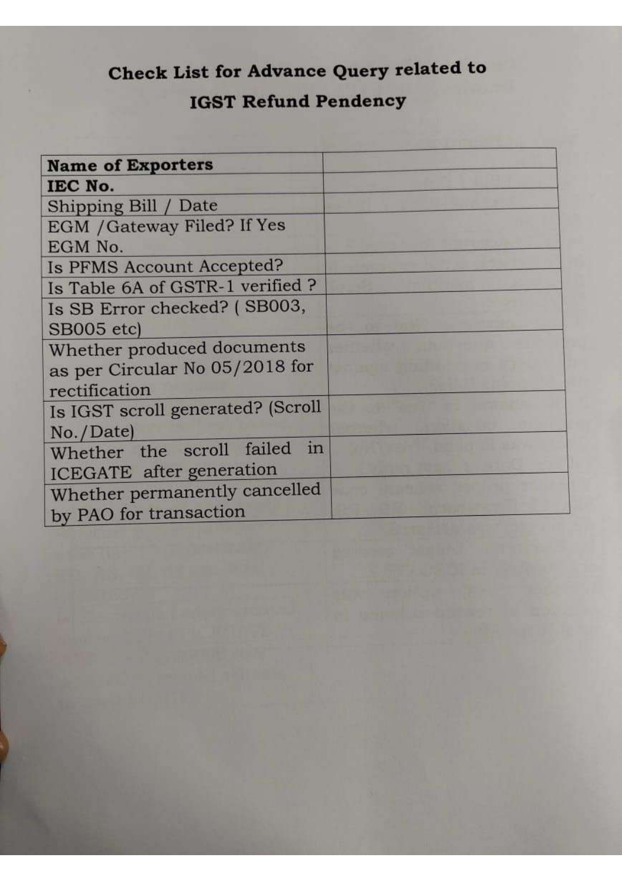# Check List for Advance Query related to IGST Refund Pendency

| | |
|---|---|
| **Name of Exporters** | |
| **IEC No.** | |
| Shipping Bill / Date | |
| EGM /Gateway Filed? If Yes EGM No. | |
| Is PFMS Account Accepted? | |
| Is Table 6A of GSTR-1 verified ? | |
| Is SB Error checked? ( SB003, SB005 etc) | |
| Whether produced documents as per Circular No 05/2018 for rectification | |
| Is IGST scroll generated? (Scroll No./Date) | |
| Whether the scroll failed in ICEGATE after generation | |
| Whether permanently cancelled by PAO for transaction | |